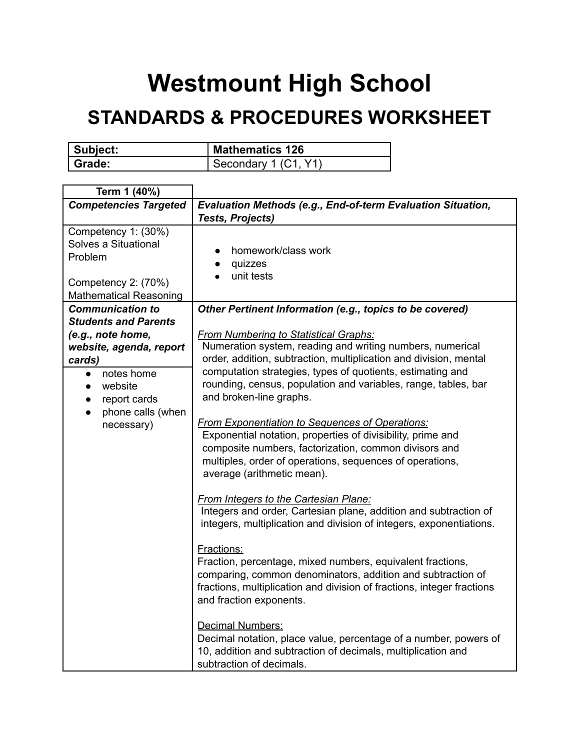# Westmount High School

## STANDARDS & PROCEDURES WORKSHEET

| **Subject:** | **Mathematics 126** |
|---|---|
| **Grade:** | Secondary 1 (C1, Y1) |

| **Term 1 (40%)** | |
|---|---|
| ***Competencies Targeted*** | ***Evaluation Methods (e.g., End-of-term Evaluation Situation, Tests, Projects)*** |
| Competency 1: (30%) Solves a Situational Problem<br><br>Competency 2: (70%) Mathematical Reasoning | • homework/class work<br>• quizzes<br>• unit tests |
| ***Communication to Students and Parents (e.g., note home, website, agenda, report cards)***<br><br>• notes home<br>• website<br>• report cards<br>• phone calls (when necessary) | ***Other Pertinent Information (e.g., topics to be covered)***<br><br>*From Numbering to Statistical Graphs:*<br>Numeration system, reading and writing numbers, numerical order, addition, subtraction, multiplication and division, mental computation strategies, types of quotients, estimating and rounding, census, population and variables, range, tables, bar and broken-line graphs.<br><br>*From Exponentiation to Sequences of Operations:*<br>Exponential notation, properties of divisibility, prime and composite numbers, factorization, common divisors and multiples, order of operations, sequences of operations, average (arithmetic mean).<br><br>*From Integers to the Cartesian Plane:*<br>Integers and order, Cartesian plane, addition and subtraction of integers, multiplication and division of integers, exponentiations.<br><br>Fractions:<br>Fraction, percentage, mixed numbers, equivalent fractions, comparing, common denominators, addition and subtraction of fractions, multiplication and division of fractions, integer fractions and fraction exponents.<br><br>Decimal Numbers:<br>Decimal notation, place value, percentage of a number, powers of 10, addition and subtraction of decimals, multiplication and subtraction of decimals. |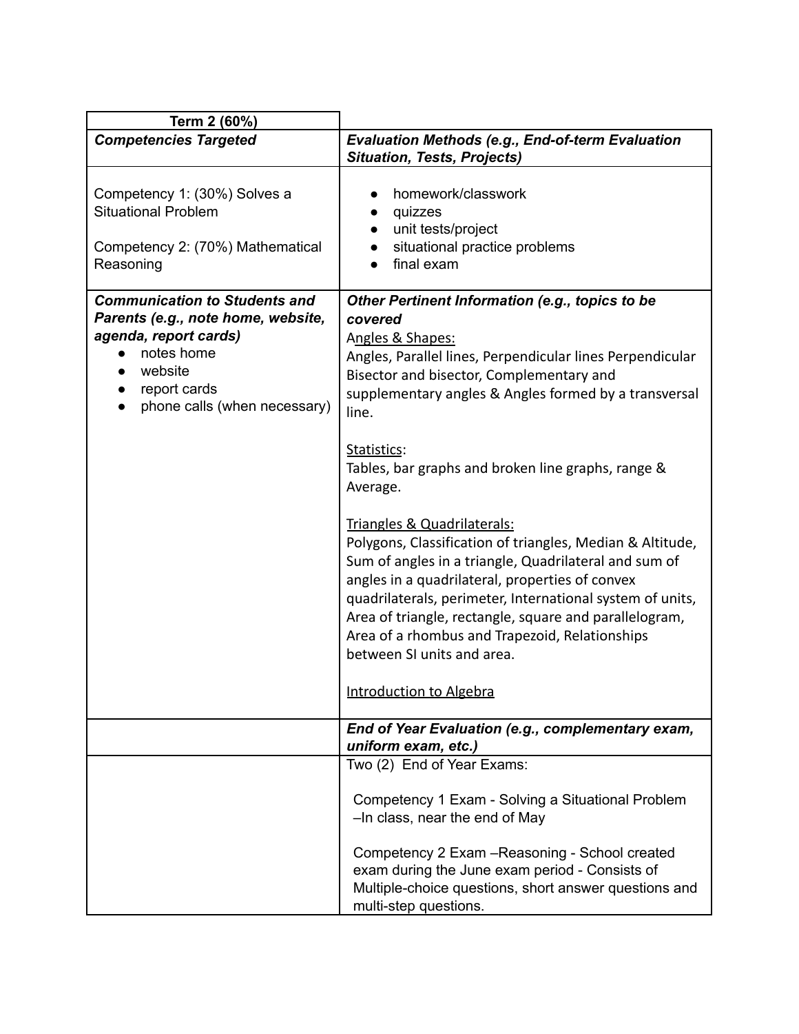| Term 2 (60%) | |
|---|---|
| ***Competencies Targeted*** | ***Evaluation Methods (e.g., End-of-term Evaluation Situation, Tests, Projects)*** |
| Competency 1: (30%) Solves a Situational Problem<br><br>Competency 2: (70%) Mathematical Reasoning | • homework/classwork<br>• quizzes<br>• unit tests/project<br>• situational practice problems<br>• final exam |
| ***Communication to Students and Parents (e.g., note home, website, agenda, report cards)***<br>• notes home<br>• website<br>• report cards<br>• phone calls (when necessary) | ***Other Pertinent Information (e.g., topics to be covered***<br><u>Angles & Shapes:</u><br>Angles, Parallel lines, Perpendicular lines Perpendicular Bisector and bisector, Complementary and supplementary angles & Angles formed by a transversal line.<br><br><u>Statistics</u>:<br>Tables, bar graphs and broken line graphs, range & Average.<br><br><u>Triangles & Quadrilaterals:</u><br>Polygons, Classification of triangles, Median & Altitude, Sum of angles in a triangle, Quadrilateral and sum of angles in a quadrilateral, properties of convex quadrilaterals, perimeter, International system of units, Area of triangle, rectangle, square and parallelogram, Area of a rhombus and Trapezoid, Relationships between SI units and area.<br><br><u>Introduction to Algebra</u> |
| | ***End of Year Evaluation (e.g., complementary exam, uniform exam, etc.)*** |
| | Two (2) End of Year Exams:<br><br>Competency 1 Exam - Solving a Situational Problem –In class, near the end of May<br><br>Competency 2 Exam –Reasoning - School created exam during the June exam period - Consists of Multiple-choice questions, short answer questions and multi-step questions. |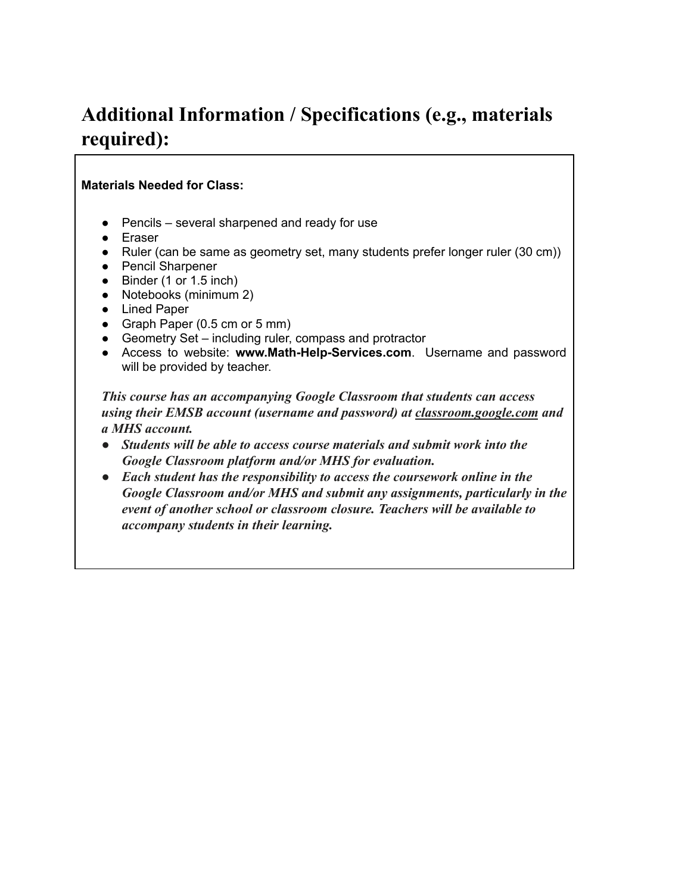## Additional Information / Specifications (e.g., materials required):

**Materials Needed for Class:**

- Pencils – several sharpened and ready for use
- Eraser
- Ruler (can be same as geometry set, many students prefer longer ruler (30 cm))
- Pencil Sharpener
- Binder (1 or 1.5 inch)
- Notebooks (minimum 2)
- Lined Paper
- Graph Paper (0.5 cm or 5 mm)
- Geometry Set – including ruler, compass and protractor
- Access to website: **www.Math-Help-Services.com**. Username and password will be provided by teacher.

***This course has an accompanying Google Classroom that students can access using their EMSB account (username and password) at classroom.google.com and a MHS account.***

- ***Students will be able to access course materials and submit work into the Google Classroom platform and/or MHS for evaluation.***
- ***Each student has the responsibility to access the coursework online in the Google Classroom and/or MHS and submit any assignments, particularly in the event of another school or classroom closure. Teachers will be available to accompany students in their learning.***